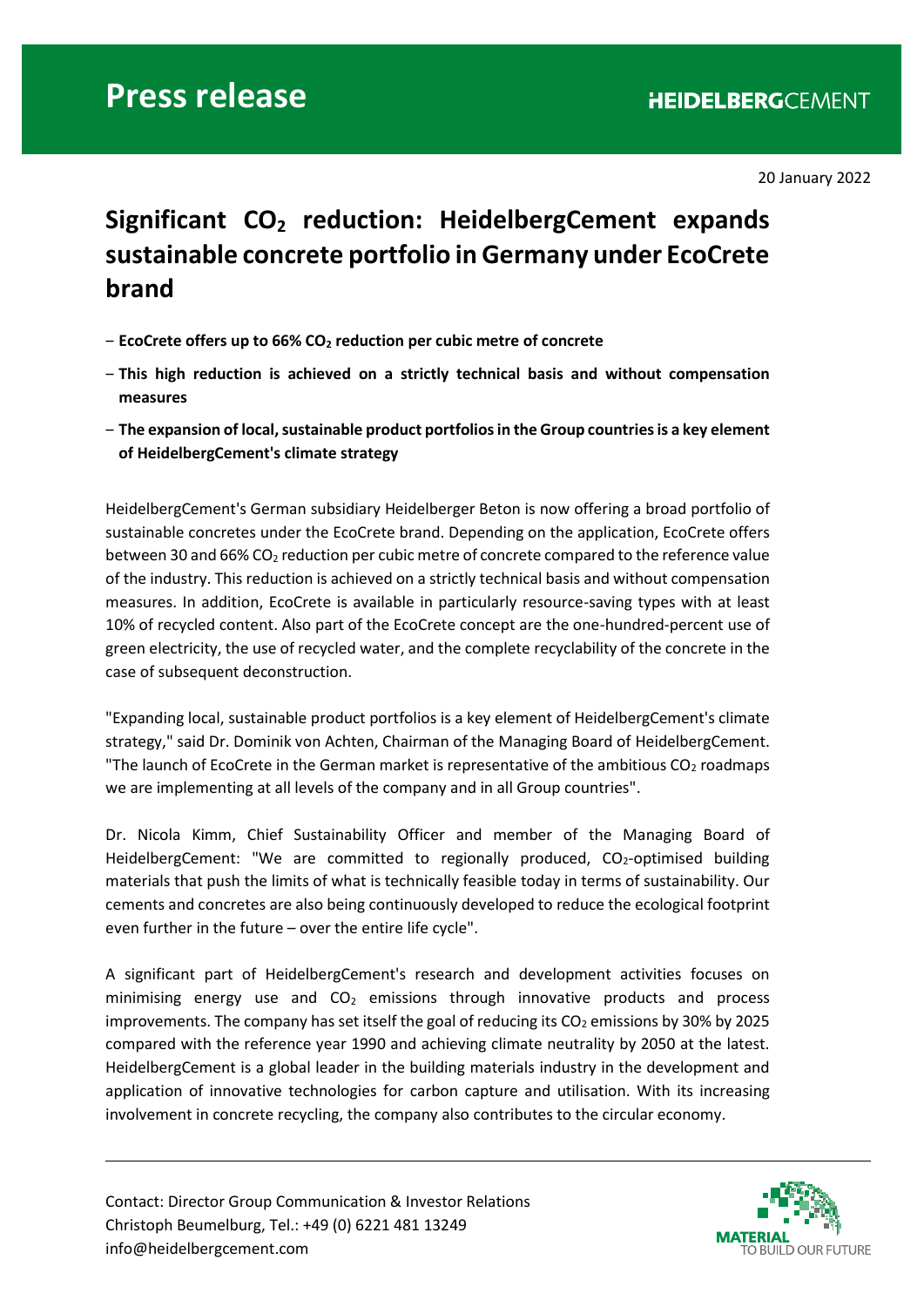# Press release

HEIDELBERGCEMENT

20 January 2022

## Significant $CO_2$ reduction: HeidelbergCement expands sustainable concrete portfolio in Germany under EcoCrete brand

- **EcoCrete offers up to 66% $CO_2$ reduction per cubic metre of concrete**
- **This high reduction is achieved on a strictly technical basis and without compensation measures**
- **The expansion of local, sustainable product portfolios in the Group countries is a key element of HeidelbergCement's climate strategy**

HeidelbergCement's German subsidiary Heidelberger Beton is now offering a broad portfolio of sustainable concretes under the EcoCrete brand. Depending on the application, EcoCrete offers between 30 and 66% $CO_2$ reduction per cubic metre of concrete compared to the reference value of the industry. This reduction is achieved on a strictly technical basis and without compensation measures. In addition, EcoCrete is available in particularly resource-saving types with at least 10% of recycled content. Also part of the EcoCrete concept are the one-hundred-percent use of green electricity, the use of recycled water, and the complete recyclability of the concrete in the case of subsequent deconstruction.

"Expanding local, sustainable product portfolios is a key element of HeidelbergCement's climate strategy," said Dr. Dominik von Achten, Chairman of the Managing Board of HeidelbergCement. "The launch of EcoCrete in the German market is representative of the ambitious $CO_2$ roadmaps we are implementing at all levels of the company and in all Group countries".

Dr. Nicola Kimm, Chief Sustainability Officer and member of the Managing Board of HeidelbergCement: "We are committed to regionally produced, $CO_2$-optimised building materials that push the limits of what is technically feasible today in terms of sustainability. Our cements and concretes are also being continuously developed to reduce the ecological footprint even further in the future – over the entire life cycle".

A significant part of HeidelbergCement's research and development activities focuses on minimising energy use and $CO_2$ emissions through innovative products and process improvements. The company has set itself the goal of reducing its $CO_2$ emissions by 30% by 2025 compared with the reference year 1990 and achieving climate neutrality by 2050 at the latest. HeidelbergCement is a global leader in the building materials industry in the development and application of innovative technologies for carbon capture and utilisation. With its increasing involvement in concrete recycling, the company also contributes to the circular economy.

---

Contact: Director Group Communication & Investor Relations
Christoph Beumelburg, Tel.: +49 (0) 6221 481 13249
info@heidelbergcement.com

MATERIAL TO BUILD OUR FUTURE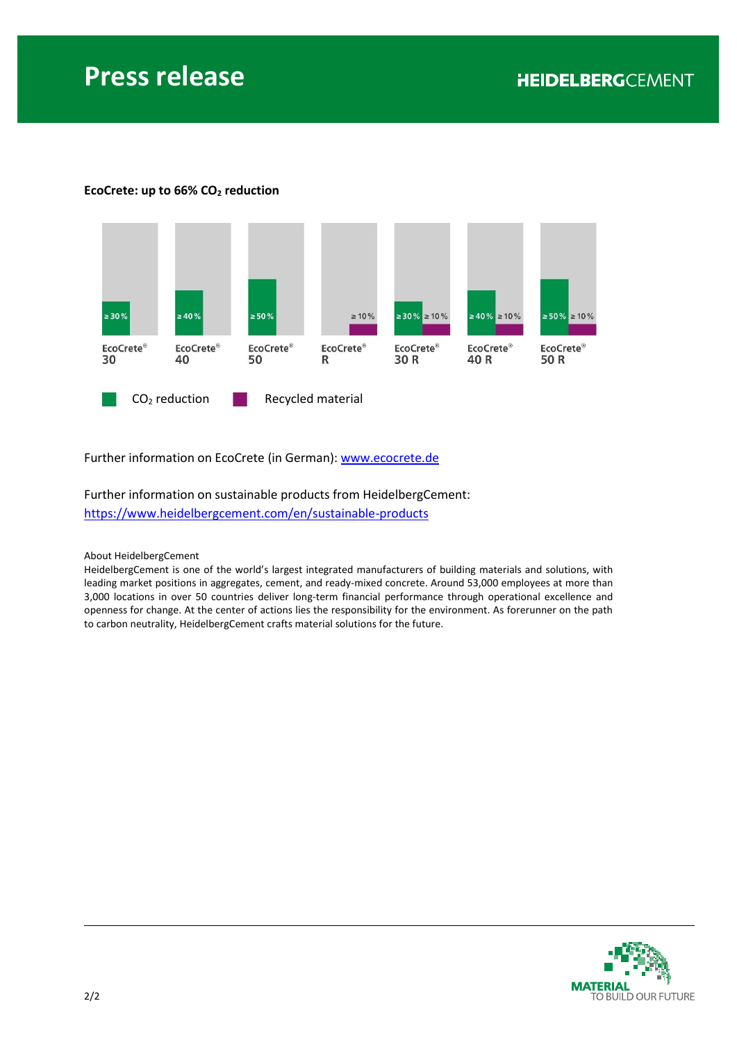**EcoCrete: up to 66% $CO_2$ reduction**

≥ 30 %
EcoCrete® 30

≥ 40 %
EcoCrete® 40

≥ 50 %
EcoCrete® 50

≥ 10 %
EcoCrete® R

≥ 30 % ≥ 10 %
EcoCrete® 30 R

≥ 40 % ≥ 10 %
EcoCrete® 40 R

≥ 50 % ≥ 10 %
EcoCrete® 50 R

$CO_2$ reduction
Recycled material

Further information on EcoCrete (in German): [www.ecocrete.de](http://www.ecocrete.de)

Further information on sustainable products from HeidelbergCement:
[https://www.heidelbergcement.com/en/sustainable-products](https://www.heidelbergcement.com/en/sustainable-products)

About HeidelbergCement

HeidelbergCement is one of the world's largest integrated manufacturers of building materials and solutions, with leading market positions in aggregates, cement, and ready-mixed concrete. Around 53,000 employees at more than 3,000 locations in over 50 countries deliver long-term financial performance through operational excellence and openness for change. At the center of actions lies the responsibility for the environment. As forerunner on the path to carbon neutrality, HeidelbergCement crafts material solutions for the future.